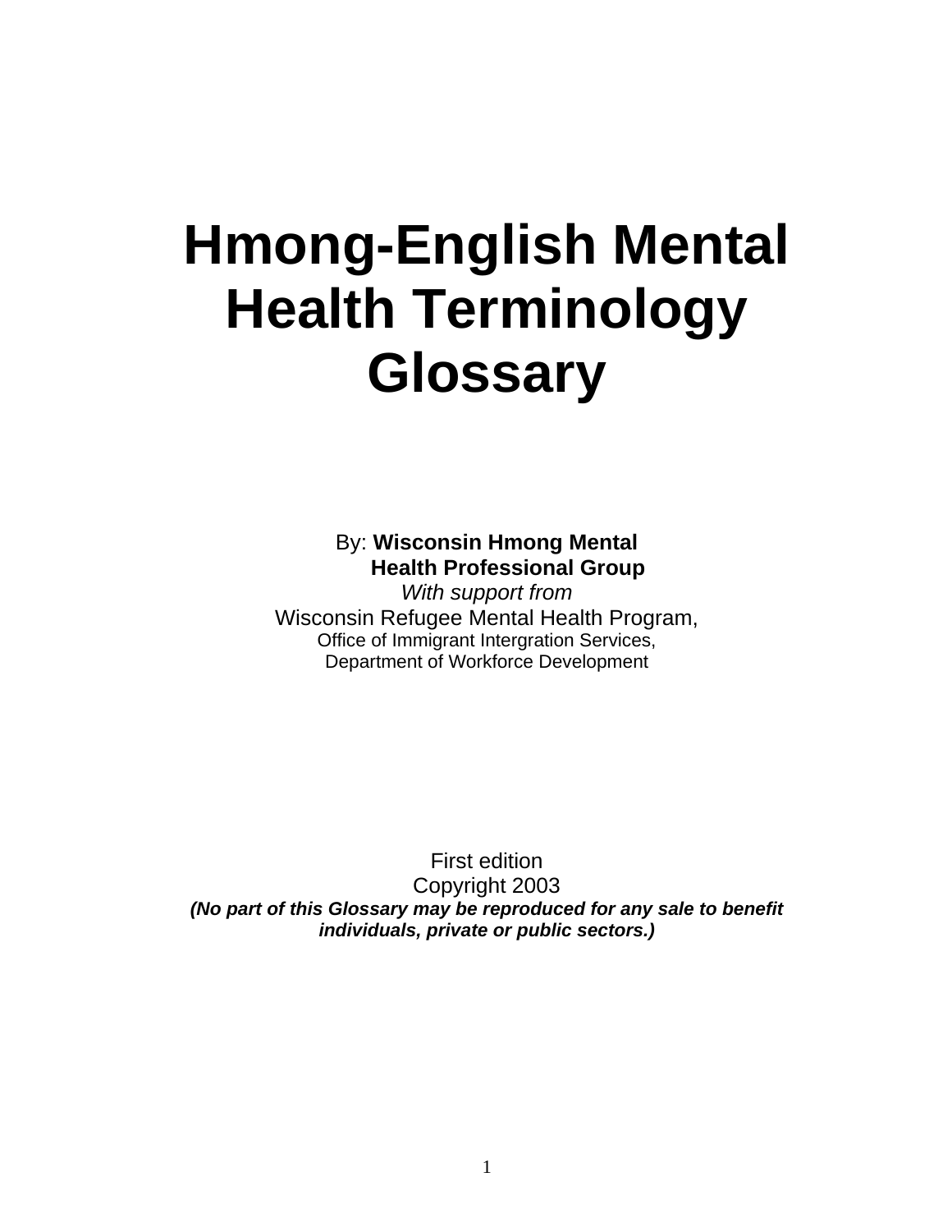# Hmong-English Mental Health Terminology Glossary

By: **Wisconsin Hmong Mental Health Professional Group**

*With support from*

Wisconsin Refugee Mental Health Program,

Office of Immigrant Intergration Services,

Department of Workforce Development

First edition

Copyright 2003

***(No part of this Glossary may be reproduced for any sale to benefit individuals, private or public sectors.)***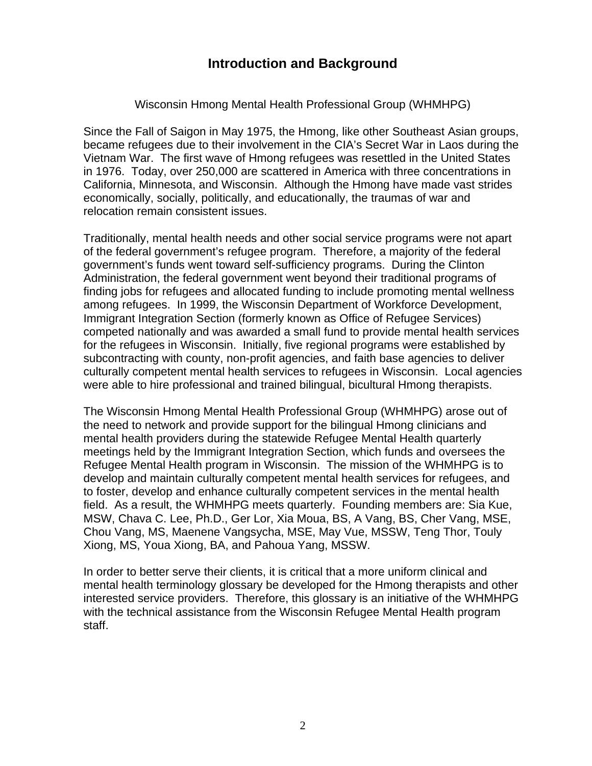# Introduction and Background

Wisconsin Hmong Mental Health Professional Group (WHMHPG)

Since the Fall of Saigon in May 1975, the Hmong, like other Southeast Asian groups, became refugees due to their involvement in the CIA's Secret War in Laos during the Vietnam War. The first wave of Hmong refugees was resettled in the United States in 1976. Today, over 250,000 are scattered in America with three concentrations in California, Minnesota, and Wisconsin. Although the Hmong have made vast strides economically, socially, politically, and educationally, the traumas of war and relocation remain consistent issues.

Traditionally, mental health needs and other social service programs were not apart of the federal government's refugee program. Therefore, a majority of the federal government's funds went toward self-sufficiency programs. During the Clinton Administration, the federal government went beyond their traditional programs of finding jobs for refugees and allocated funding to include promoting mental wellness among refugees. In 1999, the Wisconsin Department of Workforce Development, Immigrant Integration Section (formerly known as Office of Refugee Services) competed nationally and was awarded a small fund to provide mental health services for the refugees in Wisconsin. Initially, five regional programs were established by subcontracting with county, non-profit agencies, and faith base agencies to deliver culturally competent mental health services to refugees in Wisconsin. Local agencies were able to hire professional and trained bilingual, bicultural Hmong therapists.

The Wisconsin Hmong Mental Health Professional Group (WHMHPG) arose out of the need to network and provide support for the bilingual Hmong clinicians and mental health providers during the statewide Refugee Mental Health quarterly meetings held by the Immigrant Integration Section, which funds and oversees the Refugee Mental Health program in Wisconsin. The mission of the WHMHPG is to develop and maintain culturally competent mental health services for refugees, and to foster, develop and enhance culturally competent services in the mental health field. As a result, the WHMHPG meets quarterly. Founding members are: Sia Kue, MSW, Chava C. Lee, Ph.D., Ger Lor, Xia Moua, BS, A Vang, BS, Cher Vang, MSE, Chou Vang, MS, Maenene Vangsycha, MSE, May Vue, MSSW, Teng Thor, Touly Xiong, MS, Youa Xiong, BA, and Pahoua Yang, MSSW.

In order to better serve their clients, it is critical that a more uniform clinical and mental health terminology glossary be developed for the Hmong therapists and other interested service providers. Therefore, this glossary is an initiative of the WHMHPG with the technical assistance from the Wisconsin Refugee Mental Health program staff.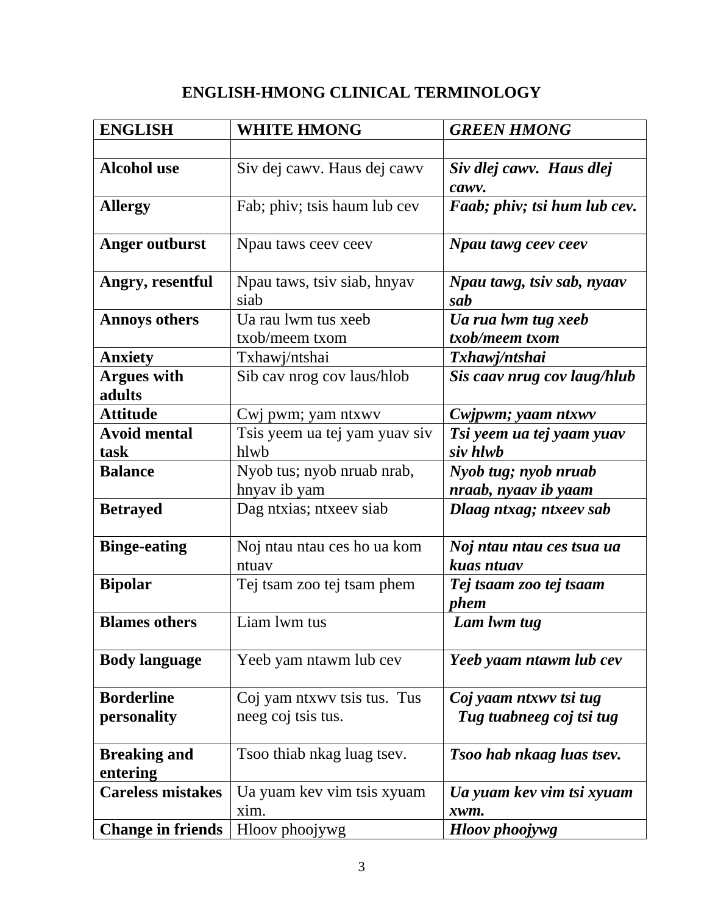# ENGLISH-HMONG CLINICAL TERMINOLOGY

| **ENGLISH** | **WHITE HMONG** | ***GREEN HMONG*** |
|---|---|---|
| | | |
| **Alcohol use** | Siv dej cawv. Haus dej cawv | ***Siv dlej cawv. Haus dlej cawv.*** |
| **Allergy** | Fab; phiv; tsis haum lub cev | ***Faab; phiv; tsi hum lub cev.*** |
| **Anger outburst** | Npau taws ceev ceev | ***Npau tawg ceev ceev*** |
| **Angry, resentful** | Npau taws, tsiv siab, hnyav siab | ***Npau tawg, tsiv sab, nyaav sab*** |
| **Annoys others** | Ua rau lwm tus xeeb txob/meem txom | ***Ua rua lwm tug xeeb txob/meem txom*** |
| **Anxiety** | Txhawj/ntshai | ***Txhawj/ntshai*** |
| **Argues with adults** | Sib cav nrog cov laus/hlob | ***Sis caav nrug cov laug/hlub*** |
| **Attitude** | Cwj pwm; yam ntxwv | ***Cwjpwm; yaam ntxwv*** |
| **Avoid mental task** | Tsis yeem ua tej yam yuav siv hlwb | ***Tsi yeem ua tej yaam yuav siv hlwb*** |
| **Balance** | Nyob tus; nyob nruab nrab, hnyav ib yam | ***Nyob tug; nyob nruab nraab, nyaav ib yaam*** |
| **Betrayed** | Dag ntxias; ntxeev siab | ***Dlaag ntxag; ntxeev sab*** |
| **Binge-eating** | Noj ntau ntau ces ho ua kom ntuav | ***Noj ntau ntau ces tsua ua kuas ntuav*** |
| **Bipolar** | Tej tsam zoo tej tsam phem | ***Tej tsaam zoo tej tsaam phem*** |
| **Blames others** | Liam lwm tus | ***Lam lwm tug*** |
| **Body language** | Yeeb yam ntawm lub cev | ***Yeeb yaam ntawm lub cev*** |
| **Borderline personality** | Coj yam ntxwv tsis tus. Tus neeg coj tsis tus. | ***Coj yaam ntxwv tsi tug Tug tuabneeg coj tsi tug*** |
| **Breaking and entering** | Tsoo thiab nkag luag tsev. | ***Tsoo hab nkaag luas tsev.*** |
| **Careless mistakes** | Ua yuam kev vim tsis xyuam xim. | ***Ua yuam kev vim tsi xyuam xwm.*** |
| **Change in friends** | Hloov phoojywg | ***Hloov phoojywg*** |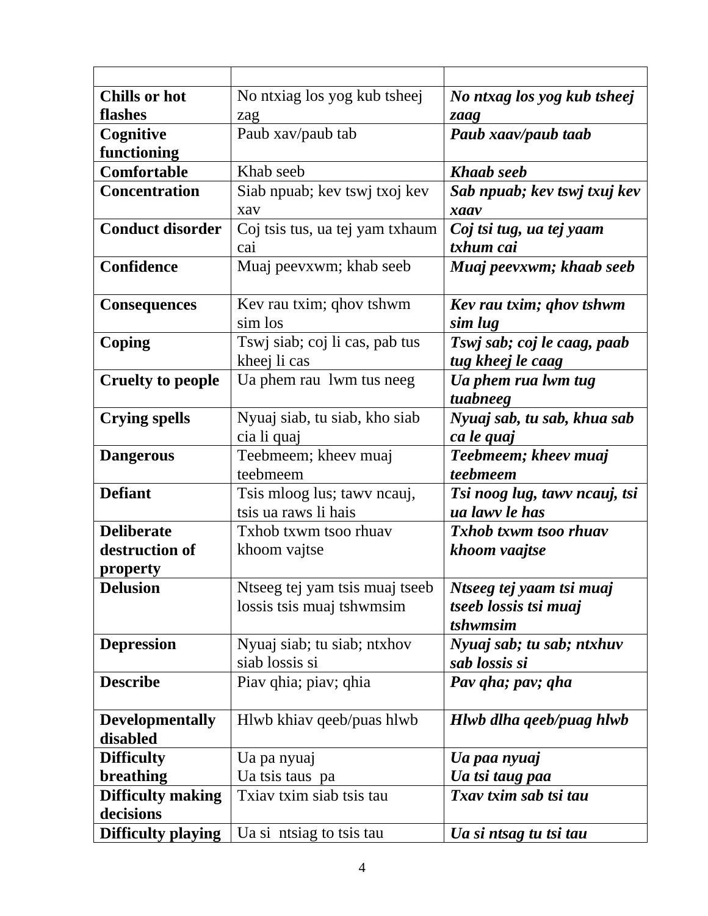| | | |
|---|---|---|
| **Chills or hot flashes** | No ntxiag los yog kub tsheej zag | ***No ntxag los yog kub tsheej zaag*** |
| **Cognitive functioning** | Paub xav/paub tab | ***Paub xaav/paub taab*** |
| **Comfortable** | Khab seeb | ***Khaab seeb*** |
| **Concentration** | Siab npuab; kev tswj txoj kev xav | ***Sab npuab; kev tswj txuj kev xaav*** |
| **Conduct disorder** | Coj tsis tus, ua tej yam txhaum cai | ***Coj tsi tug, ua tej yaam txhum cai*** |
| **Confidence** | Muaj peevxwm; khab seeb | ***Muaj peevxwm; khaab seeb*** |
| **Consequences** | Kev rau txim; qhov tshwm sim los | ***Kev rau txim; qhov tshwm sim lug*** |
| **Coping** | Tswj siab; coj li cas, pab tus kheej li cas | ***Tswj sab; coj le caag, paab tug kheej le caag*** |
| **Cruelty to people** | Ua phem rau lwm tus neeg | ***Ua phem rua lwm tug tuabneeg*** |
| **Crying spells** | Nyuaj siab, tu siab, kho siab cia li quaj | ***Nyuaj sab, tu sab, khua sab ca le quaj*** |
| **Dangerous** | Teebmeem; kheev muaj teebmeem | ***Teebmeem; kheev muaj teebmeem*** |
| **Defiant** | Tsis mloog lus; tawv ncauj, tsis ua raws li hais | ***Tsi noog lug, tawv ncauj, tsi ua lawv le has*** |
| **Deliberate destruction of property** | Txhob txwm tsoo rhuav khoom vajtse | ***Txhob txwm tsoo rhuav khoom vaajtse*** |
| **Delusion** | Ntseeg tej yam tsis muaj tseeb lossis tsis muaj tshwmsim | ***Ntseeg tej yaam tsi muaj tseeb lossis tsi muaj tshwmsim*** |
| **Depression** | Nyuaj siab; tu siab; ntxhov siab lossis si | ***Nyuaj sab; tu sab; ntxhuv sab lossis si*** |
| **Describe** | Piav qhia; piav; qhia | ***Pav qha; pav; qha*** |
| **Developmentally disabled** | Hlwb khiav qeeb/puas hlwb | ***Hlwb dlha qeeb/puag hlwb*** |
| **Difficulty breathing** | Ua pa nyuaj<br>Ua tsis taus pa | ***Ua paa nyuaj***<br>***Ua tsi taug paa*** |
| **Difficulty making decisions** | Txiav txim siab tsis tau | ***Txav txim sab tsi tau*** |
| **Difficulty playing** | Ua si ntsiag to tsis tau | ***Ua si ntsag tu tsi tau*** |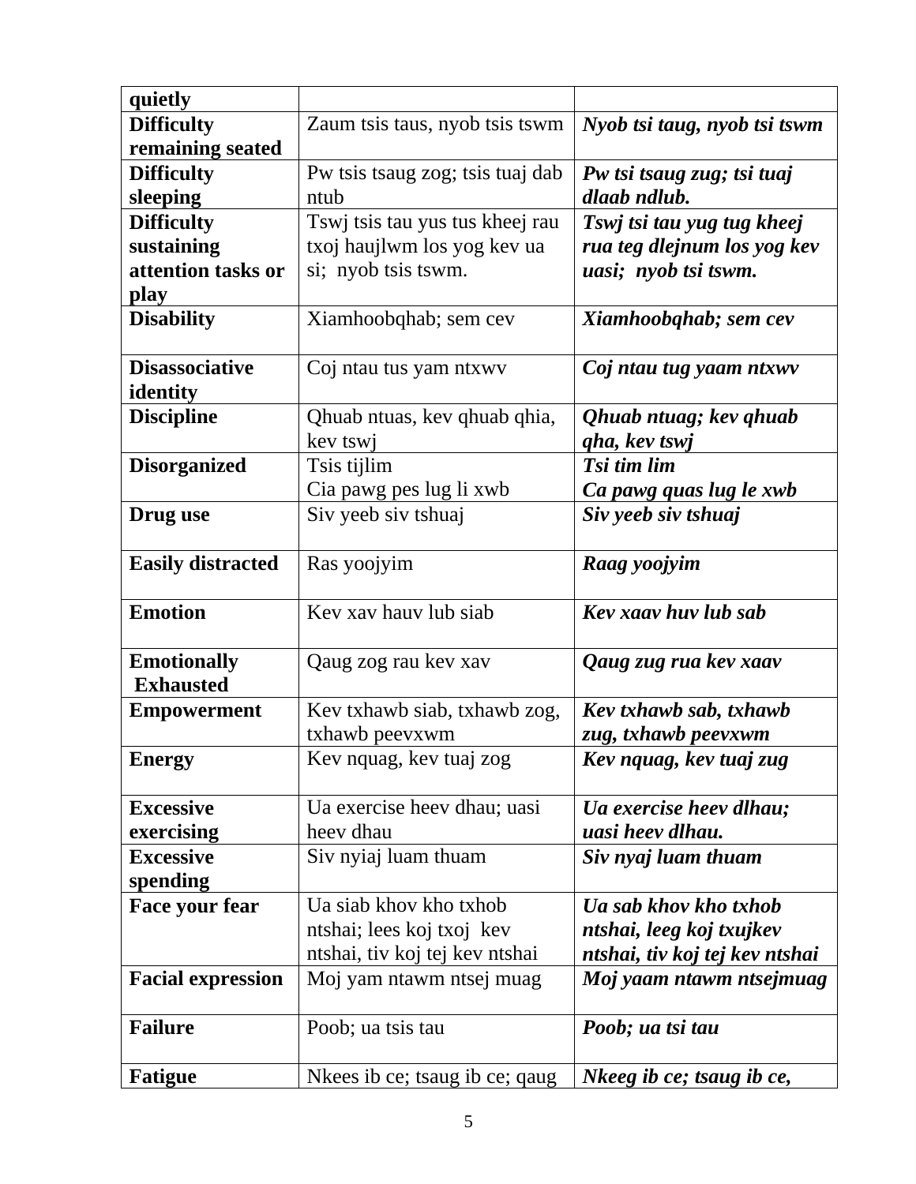| | | |
|---|---|---|
| **quietly** | | |
| **Difficulty remaining seated** | Zaum tsis taus, nyob tsis tswm | ***Nyob tsi taug, nyob tsi tswm*** |
| **Difficulty sleeping** | Pw tsis tsaug zog; tsis tuaj dab ntub | ***Pw tsi tsaug zug; tsi tuaj dlaab ndlub.*** |
| **Difficulty sustaining attention tasks or play** | Tswj tsis tau yus tus kheej rau txoj haujlwm los yog kev ua si; nyob tsis tswm. | ***Tswj tsi tau yug tug kheej rua teg dlejnum los yog kev uasi; nyob tsi tswm.*** |
| **Disability** | Xiamhoobqhab; sem cev | ***Xiamhoobqhab; sem cev*** |
| **Disassociative identity** | Coj ntau tus yam ntxwv | ***Coj ntau tug yaam ntxwv*** |
| **Discipline** | Qhuab ntuas, kev qhuab qhia, kev tswj | ***Qhuab ntuag; kev qhuab qha, kev tswj*** |
| **Disorganized** | Tsis tijlim<br>Cia pawg pes lug li xwb | ***Tsi tim lim<br>Ca pawg quas lug le xwb*** |
| **Drug use** | Siv yeeb siv tshuaj | ***Siv yeeb siv tshuaj*** |
| **Easily distracted** | Ras yoojyim | ***Raag yoojyim*** |
| **Emotion** | Kev xav hauv lub siab | ***Kev xaav huv lub sab*** |
| **Emotionally Exhausted** | Qaug zog rau kev xav | ***Qaug zug rua kev xaav*** |
| **Empowerment** | Kev txhawb siab, txhawb zog, txhawb peevxwm | ***Kev txhawb sab, txhawb zug, txhawb peevxwm*** |
| **Energy** | Kev nquag, kev tuaj zog | ***Kev nquag, kev tuaj zug*** |
| **Excessive exercising** | Ua exercise heev dhau; uasi heev dhau | ***Ua exercise heev dlhau; uasi heev dlhau.*** |
| **Excessive spending** | Siv nyiaj luam thuam | ***Siv nyaj luam thuam*** |
| **Face your fear** | Ua siab khov kho txhob ntshai; lees koj txoj kev ntshai, tiv koj tej kev ntshai | ***Ua sab khov kho txhob ntshai, leeg koj txujkev ntshai, tiv koj tej kev ntshai*** |
| **Facial expression** | Moj yam ntawm ntsej muag | ***Moj yaam ntawm ntsejmuag*** |
| **Failure** | Poob; ua tsis tau | ***Poob; ua tsi tau*** |
| **Fatigue** | Nkees ib ce; tsaug ib ce; qaug | ***Nkeeg ib ce; tsaug ib ce,*** |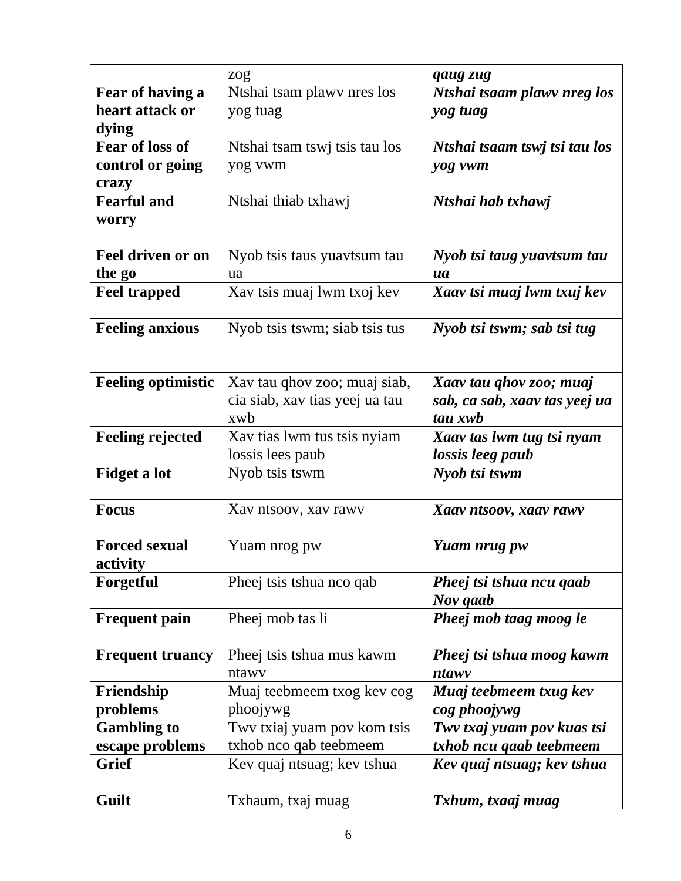| | zog | ***qaug zug*** |
|---|---|---|
| **Fear of having a heart attack or dying** | Ntshai tsam plawv nres los yog tuag | ***Ntshai tsaam plawv nreg los yog tuag*** |
| **Fear of loss of control or going crazy** | Ntshai tsam tswj tsis tau los yog vwm | ***Ntshai tsaam tswj tsi tau los yog vwm*** |
| **Fearful and worry** | Ntshai thiab txhawj | ***Ntshai hab txhawj*** |
| **Feel driven or on the go** | Nyob tsis taus yuavtsum tau ua | ***Nyob tsi taug yuavtsum tau ua*** |
| **Feel trapped** | Xav tsis muaj lwm txoj kev | ***Xaav tsi muaj lwm txuj kev*** |
| **Feeling anxious** | Nyob tsis tswm; siab tsis tus | ***Nyob tsi tswm; sab tsi tug*** |
| **Feeling optimistic** | Xav tau qhov zoo; muaj siab, cia siab, xav tias yeej ua tau xwb | ***Xaav tau qhov zoo; muaj sab, ca sab, xaav tas yeej ua tau xwb*** |
| **Feeling rejected** | Xav tias lwm tus tsis nyiam lossis lees paub | ***Xaav tas lwm tug tsi nyam lossis leeg paub*** |
| **Fidget a lot** | Nyob tsis tswm | ***Nyob tsi tswm*** |
| **Focus** | Xav ntsoov, xav rawv | ***Xaav ntsoov, xaav rawv*** |
| **Forced sexual activity** | Yuam nrog pw | ***Yuam nrug pw*** |
| **Forgetful** | Pheej tsis tshua nco qab | ***Pheej tsi tshua ncu qaab Nov qaab*** |
| **Frequent pain** | Pheej mob tas li | ***Pheej mob taag moog le*** |
| **Frequent truancy** | Pheej tsis tshua mus kawm ntawv | ***Pheej tsi tshua moog kawm ntawv*** |
| **Friendship problems** | Muaj teebmeem txog kev cog phoojywg | ***Muaj teebmeem txug kev cog phoojywg*** |
| **Gambling to escape problems** | Twv txiaj yuam pov kom tsis txhob nco qab teebmeem | ***Twv txaj yuam pov kuas tsi txhob ncu qaab teebmeem*** |
| **Grief** | Kev quaj ntsuag; kev tshua | ***Kev quaj ntsuag; kev tshua*** |
| **Guilt** | Txhaum, txaj muag | ***Txhum, txaaj muag*** |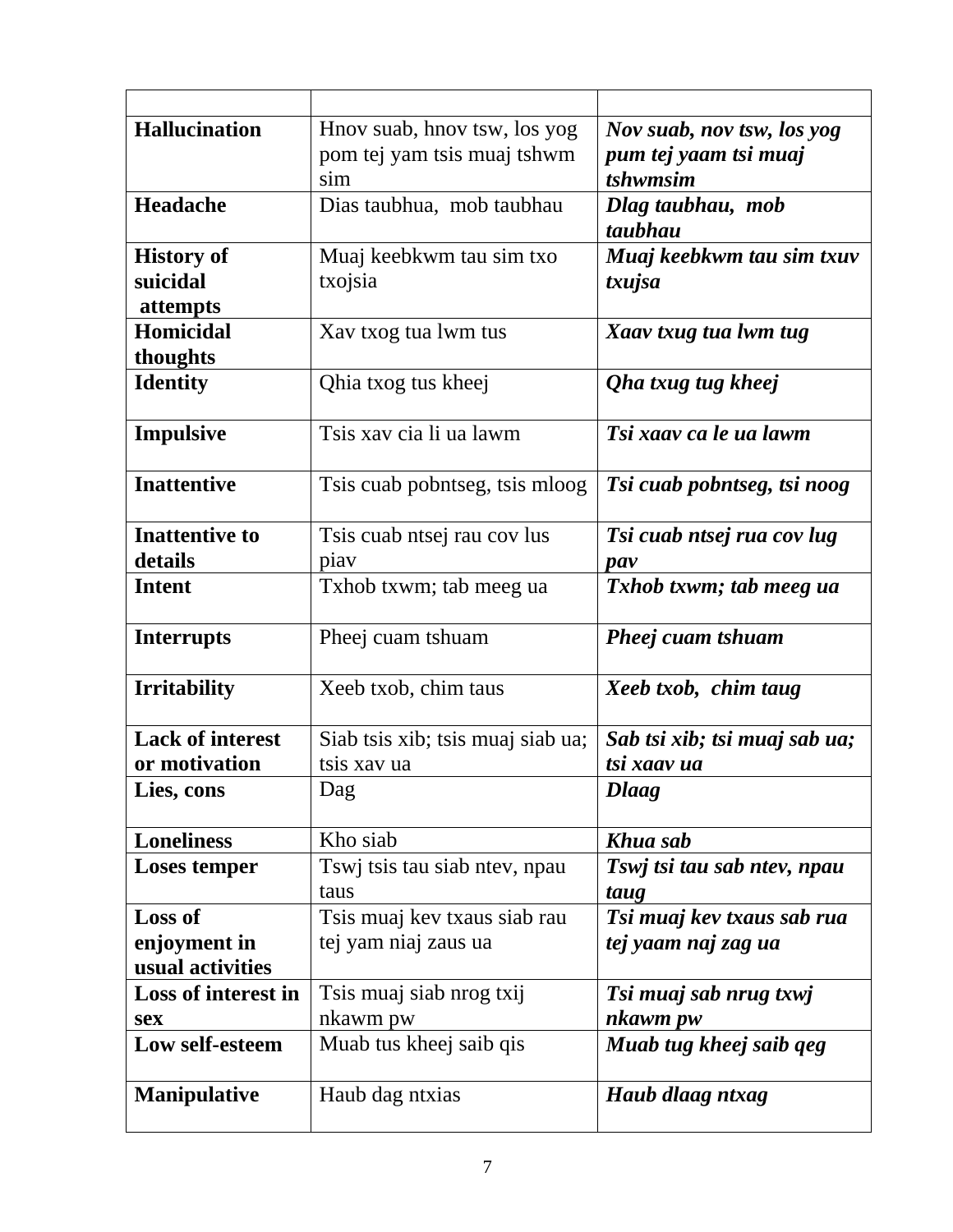| | | |
|---|---|---|
| **Hallucination** | Hnov suab, hnov tsw, los yog pom tej yam tsis muaj tshwm sim | ***Nov suab, nov tsw, los yog pum tej yaam tsi muaj tshwmsim*** |
| **Headache** | Dias taubhua, mob taubhau | ***Dlag taubhau, mob taubhau*** |
| **History of suicidal attempts** | Muaj keebkwm tau sim txo txojsia | ***Muaj keebkwm tau sim txuv txujsa*** |
| **Homicidal thoughts** | Xav txog tua lwm tus | ***Xaav txug tua lwm tug*** |
| **Identity** | Qhia txog tus kheej | ***Qha txug tug kheej*** |
| **Impulsive** | Tsis xav cia li ua lawm | ***Tsi xaav ca le ua lawm*** |
| **Inattentive** | Tsis cuab pobntseg, tsis mloog | ***Tsi cuab pobntseg, tsi noog*** |
| **Inattentive to details** | Tsis cuab ntsej rau cov lus piav | ***Tsi cuab ntsej rua cov lug pav*** |
| **Intent** | Txhob txwm; tab meeg ua | ***Txhob txwm; tab meeg ua*** |
| **Interrupts** | Pheej cuam tshuam | ***Pheej cuam tshuam*** |
| **Irritability** | Xeeb txob, chim taus | ***Xeeb txob, chim taug*** |
| **Lack of interest or motivation** | Siab tsis xib; tsis muaj siab ua; tsis xav ua | ***Sab tsi xib; tsi muaj sab ua; tsi xaav ua*** |
| **Lies, cons** | Dag | ***Dlaag*** |
| **Loneliness** | Kho siab | ***Khua sab*** |
| **Loses temper** | Tswj tsis tau siab ntev, npau taus | ***Tswj tsi tau sab ntev, npau taug*** |
| **Loss of enjoyment in usual activities** | Tsis muaj kev txaus siab rau tej yam niaj zaus ua | ***Tsi muaj kev txaus sab rua tej yaam naj zag ua*** |
| **Loss of interest in sex** | Tsis muaj siab nrog txij nkawm pw | ***Tsi muaj sab nrug txwj nkawm pw*** |
| **Low self-esteem** | Muab tus kheej saib qis | ***Muab tug kheej saib qeg*** |
| **Manipulative** | Haub dag ntxias | ***Haub dlaag ntxag*** |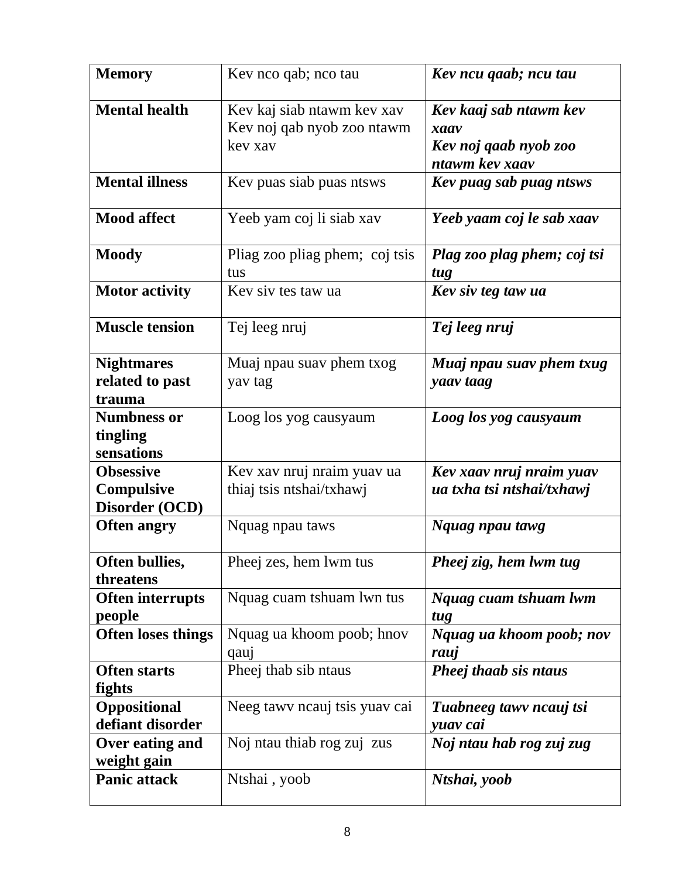| **Memory** | Kev nco qab; nco tau | ***Kev ncu qaab; ncu tau*** |
|---|---|---|
| **Mental health** | Kev kaj siab ntawm kev xav Kev noj qab nyob zoo ntawm kev xav | ***Kev kaaj sab ntawm kev xaav Kev noj qaab nyob zoo ntawm kev xaav*** |
| **Mental illness** | Kev puas siab puas ntsws | ***Kev puag sab puag ntsws*** |
| **Mood affect** | Yeeb yam coj li siab xav | ***Yeeb yaam coj le sab xaav*** |
| **Moody** | Pliag zoo pliag phem; coj tsis tus | ***Plag zoo plag phem; coj tsi tug*** |
| **Motor activity** | Kev siv tes taw ua | ***Kev siv teg taw ua*** |
| **Muscle tension** | Tej leeg nruj | ***Tej leeg nruj*** |
| **Nightmares related to past trauma** | Muaj npau suav phem txog yav tag | ***Muaj npau suav phem txug yaav taag*** |
| **Numbness or tingling sensations** | Loog los yog causyaum | ***Loog los yog causyaum*** |
| **Obsessive Compulsive Disorder (OCD)** | Kev xav nruj nraim yuav ua thiaj tsis ntshai/txhawj | ***Kev xaav nruj nraim yuav ua txha tsi ntshai/txhawj*** |
| **Often angry** | Nquag npau taws | ***Nquag npau tawg*** |
| **Often bullies, threatens** | Pheej zes, hem lwm tus | ***Pheej zig, hem lwm tug*** |
| **Often interrupts people** | Nquag cuam tshuam lwn tus | ***Nquag cuam tshuam lwm tug*** |
| **Often loses things** | Nquag ua khoom poob; hnov qauj | ***Nquag ua khoom poob; nov rauj*** |
| **Often starts fights** | Pheej thab sib ntaus | ***Pheej thaab sis ntaus*** |
| **Oppositional defiant disorder** | Neeg tawv ncauj tsis yuav cai | ***Tuabneeg tawv ncauj tsi yuav cai*** |
| **Over eating and weight gain** | Noj ntau thiab rog zuj zus | ***Noj ntau hab rog zuj zug*** |
| **Panic attack** | Ntshai , yoob | ***Ntshai, yoob*** |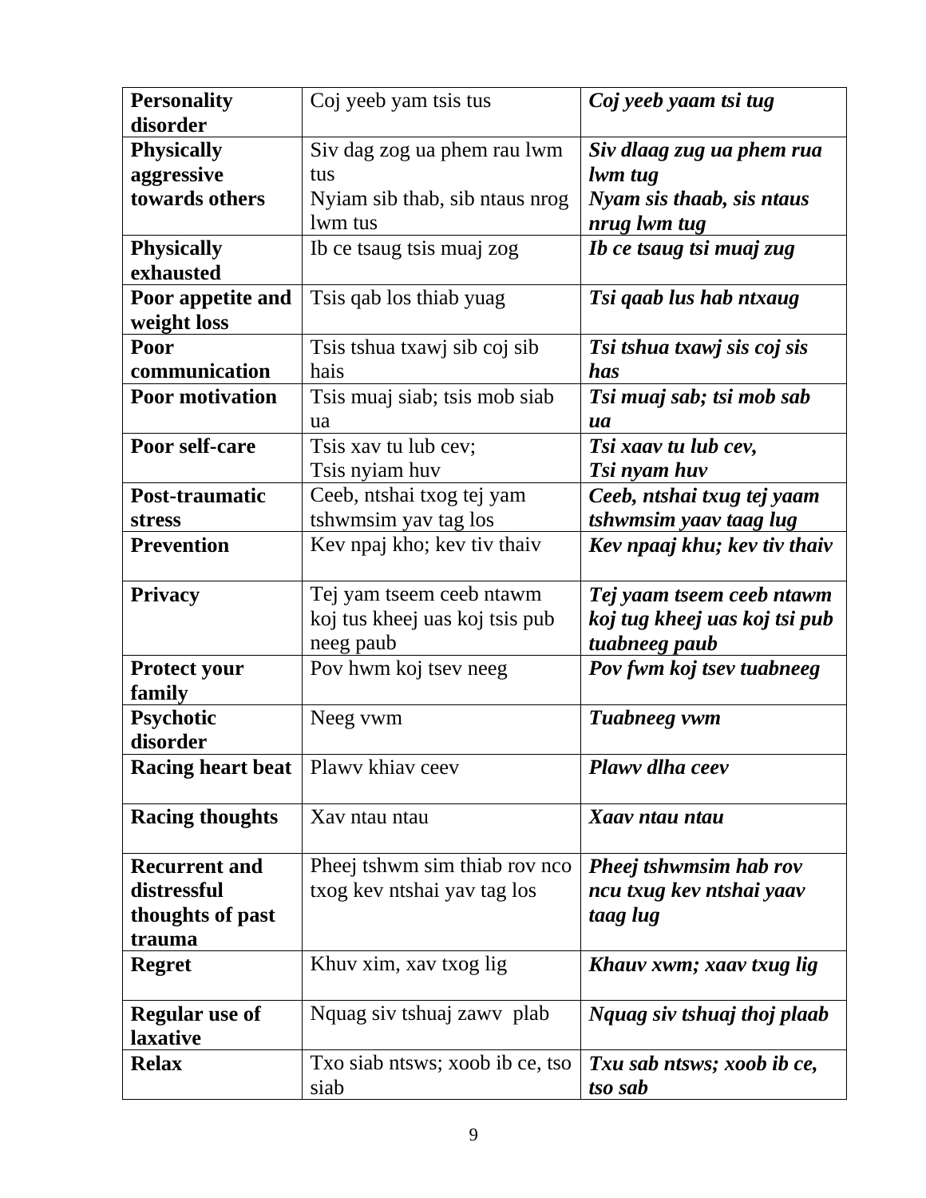| **Personality disorder** | Coj yeeb yam tsis tus | ***Coj yeeb yaam tsi tug*** |
|---|---|---|
| **Physically aggressive towards others** | Siv dag zog ua phem rau lwm tus<br>Nyiam sib thab, sib ntaus nrog lwm tus | ***Siv dlaag zug ua phem rua lwm tug<br>Nyam sis thaab, sis ntaus nrug lwm tug*** |
| **Physically exhausted** | Ib ce tsaug tsis muaj zog | ***Ib ce tsaug tsi muaj zug*** |
| **Poor appetite and weight loss** | Tsis qab los thiab yuag | ***Tsi qaab lus hab ntxaug*** |
| **Poor communication** | Tsis tshua txawj sib coj sib hais | ***Tsi tshua txawj sis coj sis has*** |
| **Poor motivation** | Tsis muaj siab; tsis mob siab ua | ***Tsi muaj sab; tsi mob sab ua*** |
| **Poor self-care** | Tsis xav tu lub cev;<br>Tsis nyiam huv | ***Tsi xaav tu lub cev,<br>Tsi nyam huv*** |
| **Post-traumatic stress** | Ceeb, ntshai txog tej yam tshwmsim yav tag los | ***Ceeb, ntshai txug tej yaam tshwmsim yaav taag lug*** |
| **Prevention** | Kev npaj kho; kev tiv thaiv | ***Kev npaaj khu; kev tiv thaiv*** |
| **Privacy** | Tej yam tseem ceeb ntawm koj tus kheej uas koj tsis pub neeg paub | ***Tej yaam tseem ceeb ntawm koj tug kheej uas koj tsi pub tuabneeg paub*** |
| **Protect your family** | Pov hwm koj tsev neeg | ***Pov fwm koj tsev tuabneeg*** |
| **Psychotic disorder** | Neeg vwm | ***Tuabneeg vwm*** |
| **Racing heart beat** | Plawv khiav ceev | ***Plawv dlha ceev*** |
| **Racing thoughts** | Xav ntau ntau | ***Xaav ntau ntau*** |
| **Recurrent and distressful thoughts of past trauma** | Pheej tshwm sim thiab rov nco txog kev ntshai yav tag los | ***Pheej tshwmsim hab rov ncu txug kev ntshai yaav taag lug*** |
| **Regret** | Khuv xim, xav txog lig | ***Khauv xwm; xaav txug lig*** |
| **Regular use of laxative** | Nquag siv tshuaj zawv plab | ***Nquag siv tshuaj thoj plaab*** |
| **Relax** | Txo siab ntsws; xoob ib ce, tso siab | ***Txu sab ntsws; xoob ib ce, tso sab*** |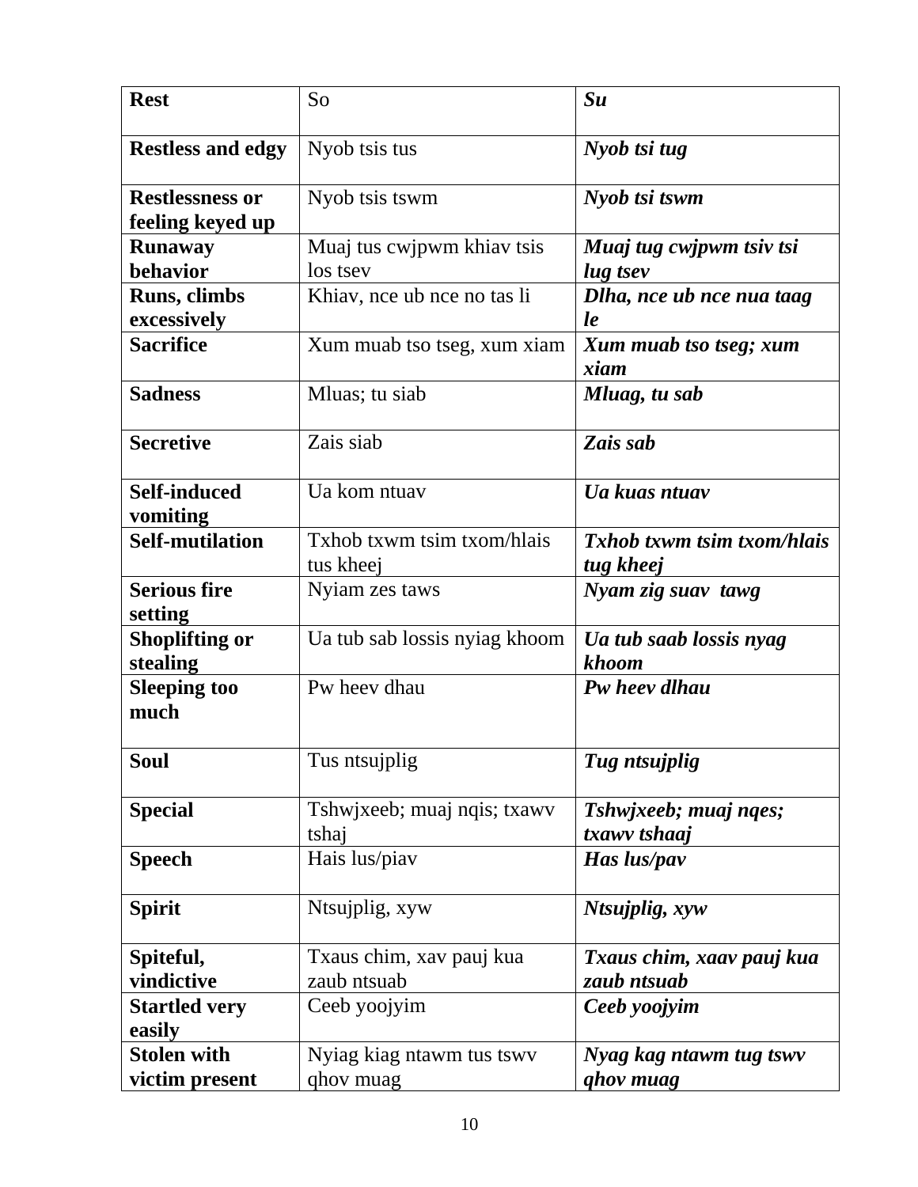| **Rest** | So | ***Su*** |
|---|---|---|
| **Restless and edgy** | Nyob tsis tus | ***Nyob tsi tug*** |
| **Restlessness or feeling keyed up** | Nyob tsis tswm | ***Nyob tsi tswm*** |
| **Runaway behavior** | Muaj tus cwjpwm khiav tsis los tsev | ***Muaj tug cwjpwm tsiv tsi lug tsev*** |
| **Runs, climbs excessively** | Khiav, nce ub nce no tas li | ***Dlha, nce ub nce nua taag le*** |
| **Sacrifice** | Xum muab tso tseg, xum xiam | ***Xum muab tso tseg; xum xiam*** |
| **Sadness** | Mluas; tu siab | ***Mluag, tu sab*** |
| **Secretive** | Zais siab | ***Zais sab*** |
| **Self-induced vomiting** | Ua kom ntuav | ***Ua kuas ntuav*** |
| **Self-mutilation** | Txhob txwm tsim txom/hlais tus kheej | ***Txhob txwm tsim txom/hlais tug kheej*** |
| **Serious fire setting** | Nyiam zes taws | ***Nyam zig suav tawg*** |
| **Shoplifting or stealing** | Ua tub sab lossis nyiag khoom | ***Ua tub saab lossis nyag khoom*** |
| **Sleeping too much** | Pw heev dhau | ***Pw heev dlhau*** |
| **Soul** | Tus ntsujplig | ***Tug ntsujplig*** |
| **Special** | Tshwjxeeb; muaj nqis; txawv tshaj | ***Tshwjxeeb; muaj nqes; txawv tshaaj*** |
| **Speech** | Hais lus/piav | ***Has lus/pav*** |
| **Spirit** | Ntsujplig, xyw | ***Ntsujplig, xyw*** |
| **Spiteful, vindictive** | Txaus chim, xav pauj kua zaub ntsuab | ***Txaus chim, xaav pauj kua zaub ntsuab*** |
| **Startled very easily** | Ceeb yoojyim | ***Ceeb yoojyim*** |
| **Stolen with victim present** | Nyiag kiag ntawm tus tswv qhov muag | ***Nyag kag ntawm tug tswv qhov muag*** |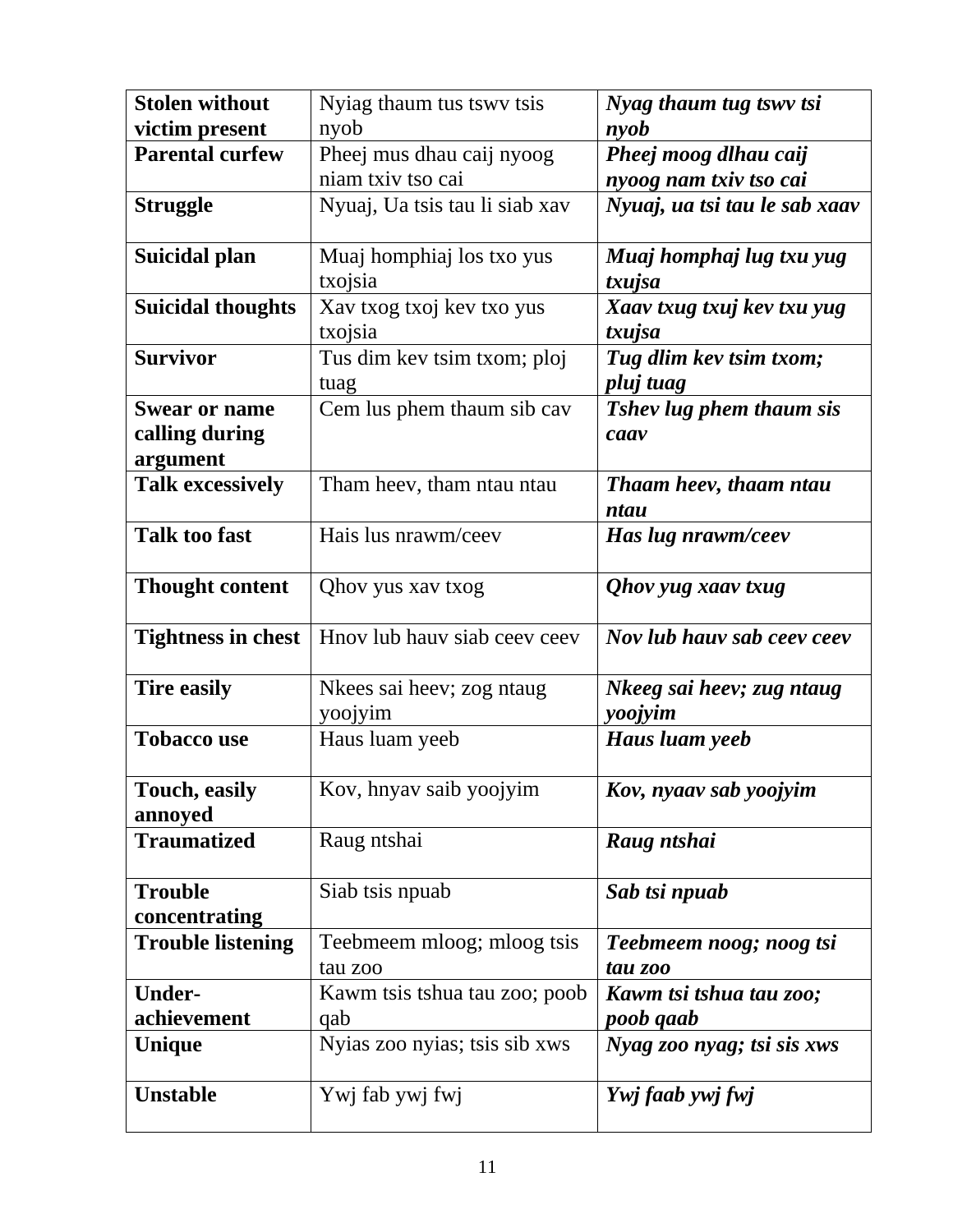| **Stolen without victim present** | Nyiag thaum tus tswv tsis nyob | ***Nyag thaum tug tswv tsi nyob*** |
|---|---|---|
| **Parental curfew** | Pheej mus dhau caij nyoog niam txiv tso cai | ***Pheej moog dlhau caij nyoog nam txiv tso cai*** |
| **Struggle** | Nyuaj, Ua tsis tau li siab xav | ***Nyuaj, ua tsi tau le sab xaav*** |
| **Suicidal plan** | Muaj homphiaj los txo yus txojsia | ***Muaj homphaj lug txu yug txujsa*** |
| **Suicidal thoughts** | Xav txog txoj kev txo yus txojsia | ***Xaav txug txuj kev txu yug txujsa*** |
| **Survivor** | Tus dim kev tsim txom; ploj tuag | ***Tug dlim kev tsim txom; pluj tuag*** |
| **Swear or name calling during argument** | Cem lus phem thaum sib cav | ***Tshev lug phem thaum sis caav*** |
| **Talk excessively** | Tham heev, tham ntau ntau | ***Thaam heev, thaam ntau ntau*** |
| **Talk too fast** | Hais lus nrawm/ceev | ***Has lug nrawm/ceev*** |
| **Thought content** | Qhov yus xav txog | ***Qhov yug xaav txug*** |
| **Tightness in chest** | Hnov lub hauv siab ceev ceev | ***Nov lub hauv sab ceev ceev*** |
| **Tire easily** | Nkees sai heev; zog ntaug yoojyim | ***Nkeeg sai heev; zug ntaug yoojyim*** |
| **Tobacco use** | Haus luam yeeb | ***Haus luam yeeb*** |
| **Touch, easily annoyed** | Kov, hnyav saib yoojyim | ***Kov, nyaav sab yoojyim*** |
| **Traumatized** | Raug ntshai | ***Raug ntshai*** |
| **Trouble concentrating** | Siab tsis npuab | ***Sab tsi npuab*** |
| **Trouble listening** | Teebmeem mloog; mloog tsis tau zoo | ***Teebmeem noog; noog tsi tau zoo*** |
| **Under-achievement** | Kawm tsis tshua tau zoo; poob qab | ***Kawm tsi tshua tau zoo; poob qaab*** |
| **Unique** | Nyias zoo nyias; tsis sib xws | ***Nyag zoo nyag; tsi sis xws*** |
| **Unstable** | Ywj fab ywj fwj | ***Ywj faab ywj fwj*** |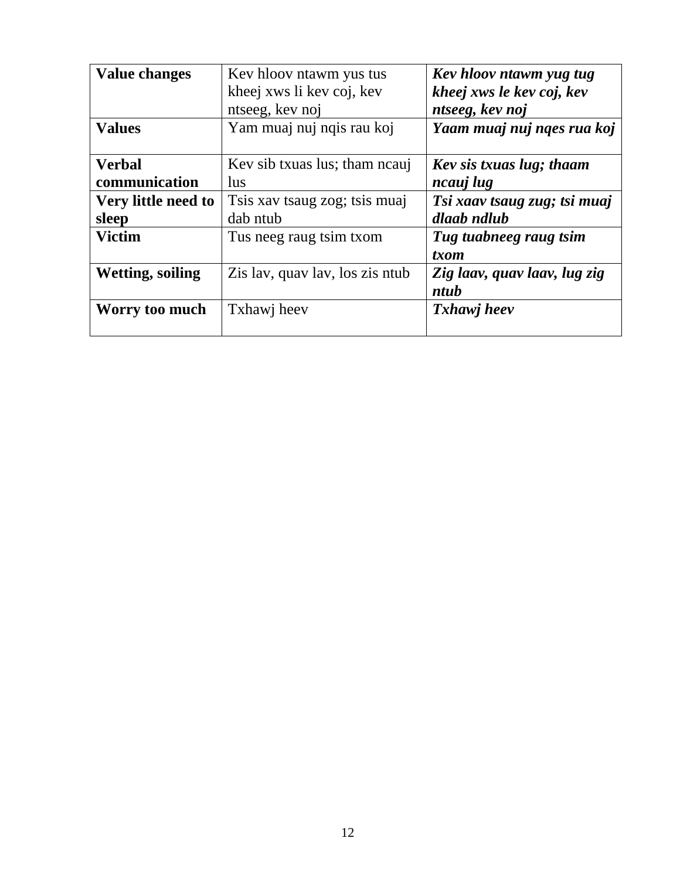| **Value changes** | Kev hloov ntawm yus tus kheej xws li kev coj, kev ntseeg, kev noj | ***Kev hloov ntawm yug tug kheej xws le kev coj, kev ntseeg, kev noj*** |
|---|---|---|
| **Values** | Yam muaj nuj nqis rau koj | ***Yaam muaj nuj nqes rua koj*** |
| **Verbal communication** | Kev sib txuas lus; tham ncauj lus | ***Kev sis txuas lug; thaam ncauj lug*** |
| **Very little need to sleep** | Tsis xav tsaug zog; tsis muaj dab ntub | ***Tsi xaav tsaug zug; tsi muaj dlaab ndlub*** |
| **Victim** | Tus neeg raug tsim txom | ***Tug tuabneeg raug tsim txom*** |
| **Wetting, soiling** | Zis lav, quav lav, los zis ntub | ***Zig laav, quav laav, lug zig ntub*** |
| **Worry too much** | Txhawj heev | ***Txhawj heev*** |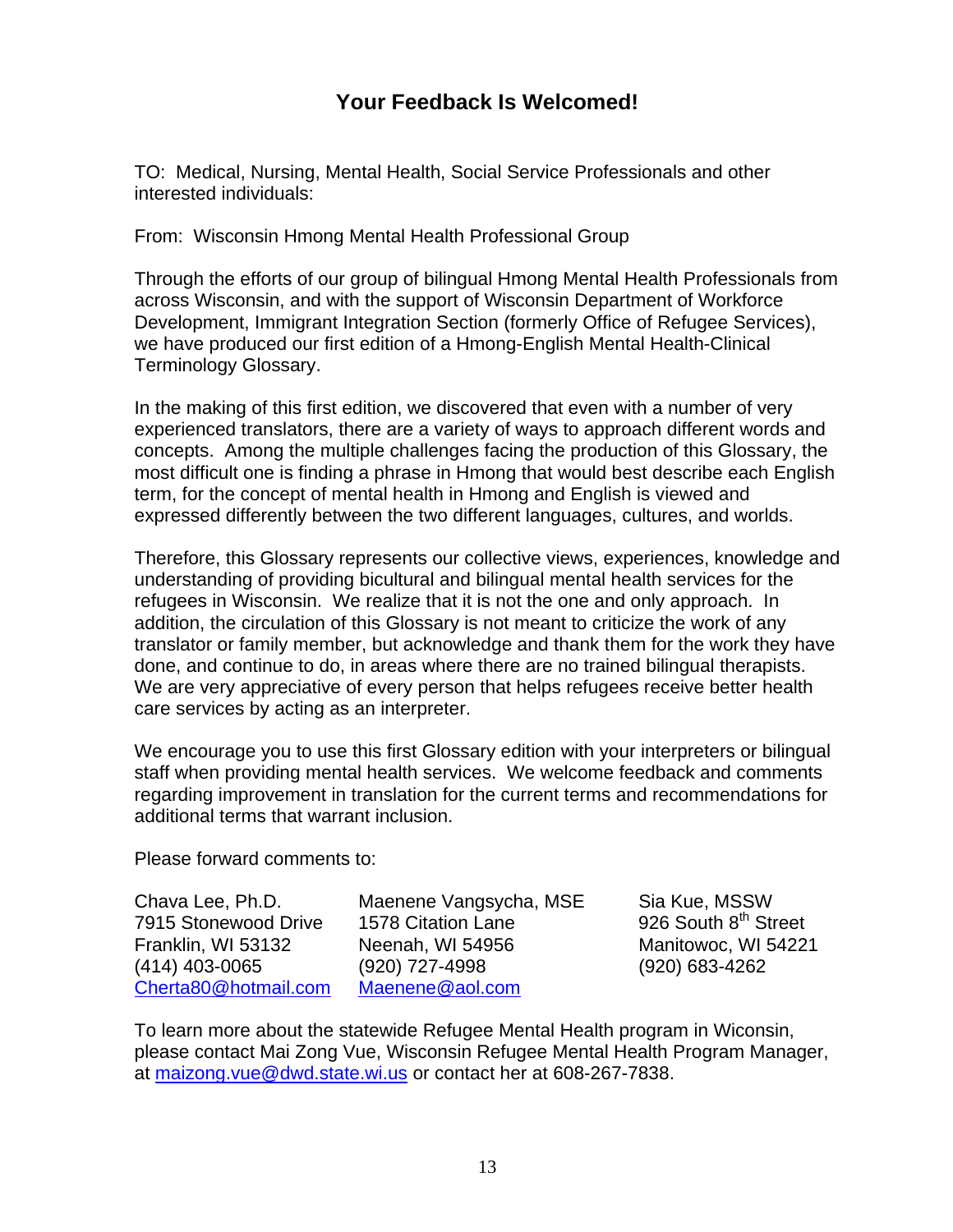# Your Feedback Is Welcomed!

TO: Medical, Nursing, Mental Health, Social Service Professionals and other interested individuals:

From: Wisconsin Hmong Mental Health Professional Group

Through the efforts of our group of bilingual Hmong Mental Health Professionals from across Wisconsin, and with the support of Wisconsin Department of Workforce Development, Immigrant Integration Section (formerly Office of Refugee Services), we have produced our first edition of a Hmong-English Mental Health-Clinical Terminology Glossary.

In the making of this first edition, we discovered that even with a number of very experienced translators, there are a variety of ways to approach different words and concepts. Among the multiple challenges facing the production of this Glossary, the most difficult one is finding a phrase in Hmong that would best describe each English term, for the concept of mental health in Hmong and English is viewed and expressed differently between the two different languages, cultures, and worlds.

Therefore, this Glossary represents our collective views, experiences, knowledge and understanding of providing bicultural and bilingual mental health services for the refugees in Wisconsin. We realize that it is not the one and only approach. In addition, the circulation of this Glossary is not meant to criticize the work of any translator or family member, but acknowledge and thank them for the work they have done, and continue to do, in areas where there are no trained bilingual therapists. We are very appreciative of every person that helps refugees receive better health care services by acting as an interpreter.

We encourage you to use this first Glossary edition with your interpreters or bilingual staff when providing mental health services. We welcome feedback and comments regarding improvement in translation for the current terms and recommendations for additional terms that warrant inclusion.

Please forward comments to:

Chava Lee, Ph.D.
7915 Stonewood Drive
Franklin, WI 53132
(414) 403-0065
Cherta80@hotmail.com

Maenene Vangsycha, MSE
1578 Citation Lane
Neenah, WI 54956
(920) 727-4998
Maenene@aol.com

Sia Kue, MSSW
926 South 8th Street
Manitowoc, WI 54221
(920) 683-4262

To learn more about the statewide Refugee Mental Health program in Wiconsin, please contact Mai Zong Vue, Wisconsin Refugee Mental Health Program Manager, at maizong.vue@dwd.state.wi.us or contact her at 608-267-7838.